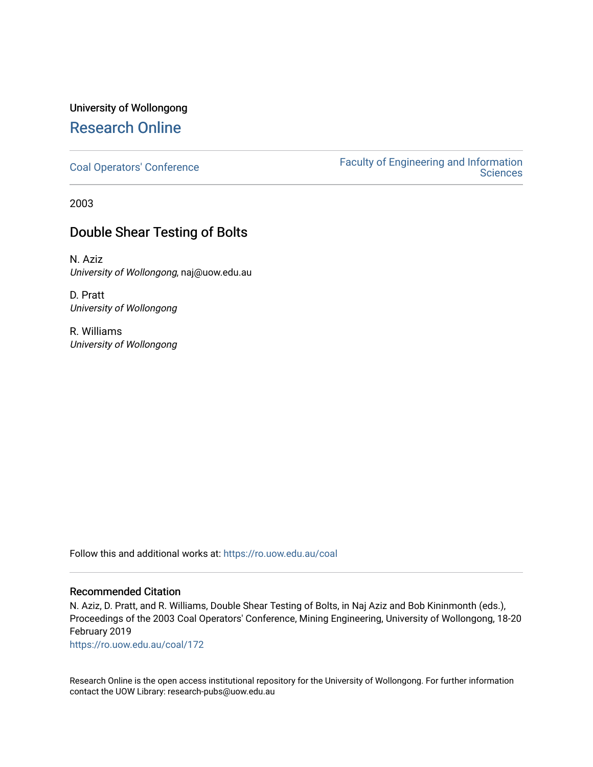University of Wollongong

# Research Online

Coal Operators' Conference

Faculty of Engineering and Information Sciences

2003

## Double Shear Testing of Bolts

N. Aziz
*University of Wollongong*, naj@uow.edu.au

D. Pratt
*University of Wollongong*

R. Williams
*University of Wollongong*

Follow this and additional works at: https://ro.uow.edu.au/coal

### Recommended Citation

N. Aziz, D. Pratt, and R. Williams, Double Shear Testing of Bolts, in Naj Aziz and Bob Kininmonth (eds.), Proceedings of the 2003 Coal Operators' Conference, Mining Engineering, University of Wollongong, 18-20 February 2019
https://ro.uow.edu.au/coal/172

Research Online is the open access institutional repository for the University of Wollongong. For further information contact the UOW Library: research-pubs@uow.edu.au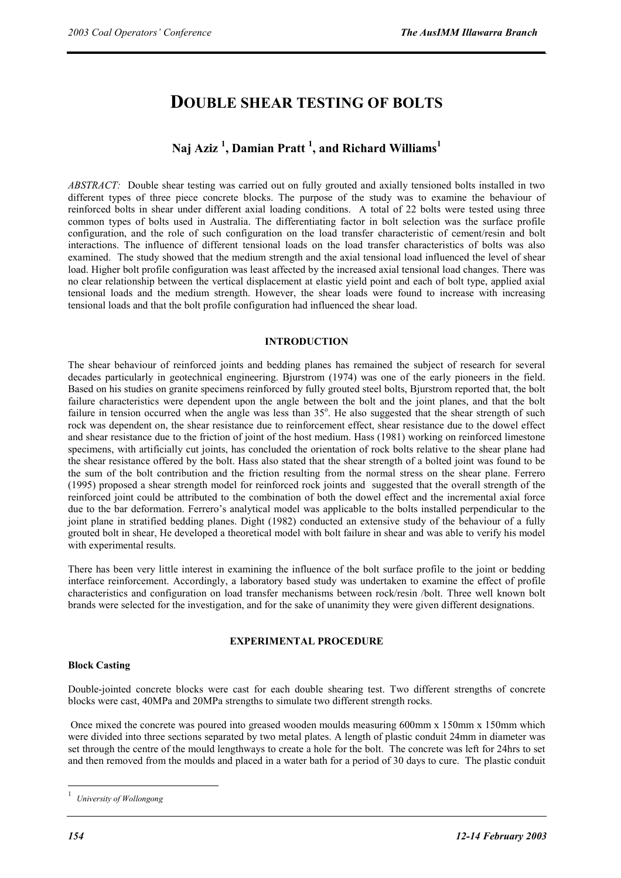# DOUBLE SHEAR TESTING OF BOLTS

## Naj Aziz [1], Damian Pratt [1], and Richard Williams[1]

*ABSTRACT:* Double shear testing was carried out on fully grouted and axially tensioned bolts installed in two different types of three piece concrete blocks. The purpose of the study was to examine the behaviour of reinforced bolts in shear under different axial loading conditions. A total of 22 bolts were tested using three common types of bolts used in Australia. The differentiating factor in bolt selection was the surface profile configuration, and the role of such configuration on the load transfer characteristic of cement/resin and bolt interactions. The influence of different tensional loads on the load transfer characteristics of bolts was also examined. The study showed that the medium strength and the axial tensional load influenced the level of shear load. Higher bolt profile configuration was least affected by the increased axial tensional load changes. There was no clear relationship between the vertical displacement at elastic yield point and each of bolt type, applied axial tensional loads and the medium strength. However, the shear loads were found to increase with increasing tensional loads and that the bolt profile configuration had influenced the shear load.

### INTRODUCTION

The shear behaviour of reinforced joints and bedding planes has remained the subject of research for several decades particularly in geotechnical engineering. Bjurstrom (1974) was one of the early pioneers in the field. Based on his studies on granite specimens reinforced by fully grouted steel bolts, Bjurstrom reported that, the bolt failure characteristics were dependent upon the angle between the bolt and the joint planes, and that the bolt failure in tension occurred when the angle was less than 35$^{o}$. He also suggested that the shear strength of such rock was dependent on, the shear resistance due to reinforcement effect, shear resistance due to the dowel effect and shear resistance due to the friction of joint of the host medium. Hass (1981) working on reinforced limestone specimens, with artificially cut joints, has concluded the orientation of rock bolts relative to the shear plane had the shear resistance offered by the bolt. Hass also stated that the shear strength of a bolted joint was found to be the sum of the bolt contribution and the friction resulting from the normal stress on the shear plane. Ferrero (1995) proposed a shear strength model for reinforced rock joints and suggested that the overall strength of the reinforced joint could be attributed to the combination of both the dowel effect and the incremental axial force due to the bar deformation. Ferrero's analytical model was applicable to the bolts installed perpendicular to the joint plane in stratified bedding planes. Dight (1982) conducted an extensive study of the behaviour of a fully grouted bolt in shear, He developed a theoretical model with bolt failure in shear and was able to verify his model with experimental results.

There has been very little interest in examining the influence of the bolt surface profile to the joint or bedding interface reinforcement. Accordingly, a laboratory based study was undertaken to examine the effect of profile characteristics and configuration on load transfer mechanisms between rock/resin /bolt. Three well known bolt brands were selected for the investigation, and for the sake of unanimity they were given different designations.

### EXPERIMENTAL PROCEDURE

#### Block Casting

Double-jointed concrete blocks were cast for each double shearing test. Two different strengths of concrete blocks were cast, 40MPa and 20MPa strengths to simulate two different strength rocks.

Once mixed the concrete was poured into greased wooden moulds measuring 600mm x 150mm x 150mm which were divided into three sections separated by two metal plates. A length of plastic conduit 24mm in diameter was set through the centre of the mould lengthways to create a hole for the bolt. The concrete was left for 24hrs to set and then removed from the moulds and placed in a water bath for a period of 30 days to cure. The plastic conduit

[1] *University of Wollongong*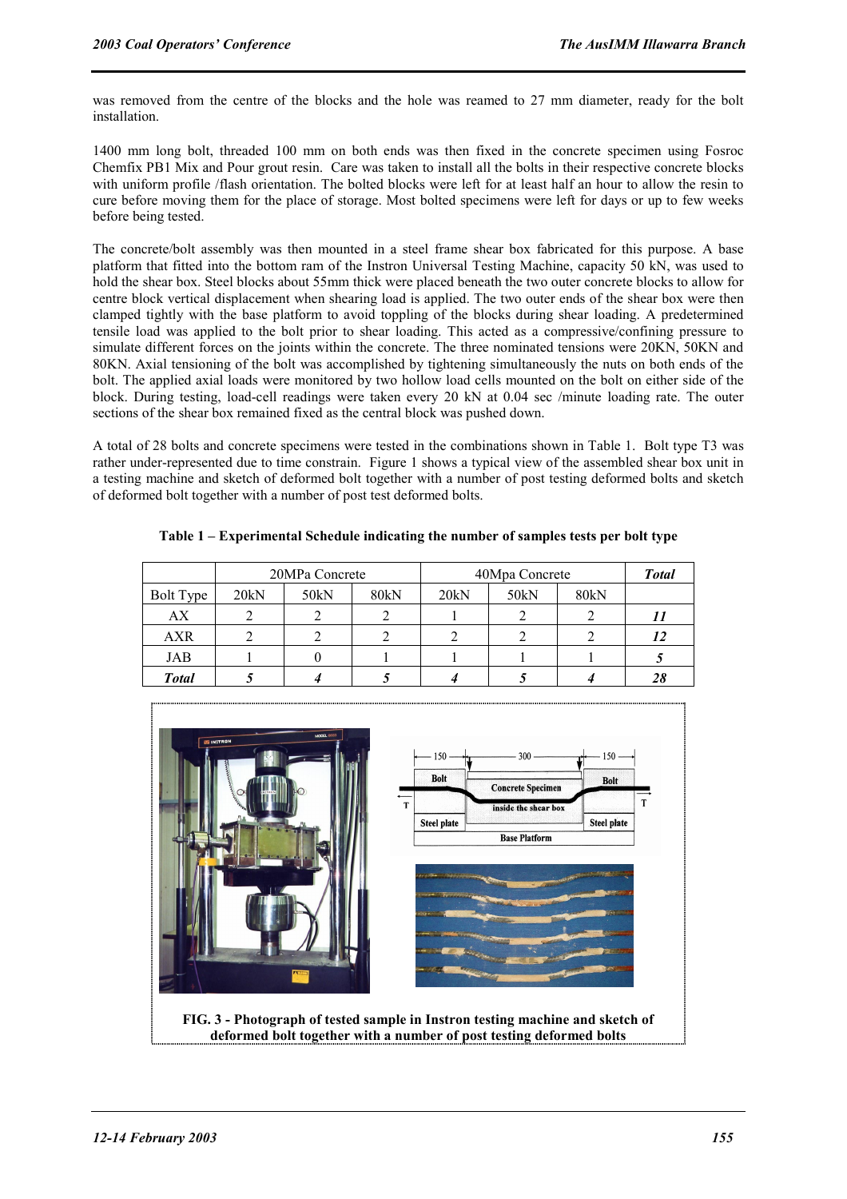was removed from the centre of the blocks and the hole was reamed to 27 mm diameter, ready for the bolt installation.

1400 mm long bolt, threaded 100 mm on both ends was then fixed in the concrete specimen using Fosroc Chemfix PB1 Mix and Pour grout resin. Care was taken to install all the bolts in their respective concrete blocks with uniform profile /flash orientation. The bolted blocks were left for at least half an hour to allow the resin to cure before moving them for the place of storage. Most bolted specimens were left for days or up to few weeks before being tested.

The concrete/bolt assembly was then mounted in a steel frame shear box fabricated for this purpose. A base platform that fitted into the bottom ram of the Instron Universal Testing Machine, capacity 50 kN, was used to hold the shear box. Steel blocks about 55mm thick were placed beneath the two outer concrete blocks to allow for centre block vertical displacement when shearing load is applied. The two outer ends of the shear box were then clamped tightly with the base platform to avoid toppling of the blocks during shear loading. A predetermined tensile load was applied to the bolt prior to shear loading. This acted as a compressive/confining pressure to simulate different forces on the joints within the concrete. The three nominated tensions were 20KN, 50KN and 80KN. Axial tensioning of the bolt was accomplished by tightening simultaneously the nuts on both ends of the bolt. The applied axial loads were monitored by two hollow load cells mounted on the bolt on either side of the block. During testing, load-cell readings were taken every 20 kN at 0.04 sec /minute loading rate. The outer sections of the shear box remained fixed as the central block was pushed down.

A total of 28 bolts and concrete specimens were tested in the combinations shown in Table 1. Bolt type T3 was rather under-represented due to time constrain. Figure 1 shows a typical view of the assembled shear box unit in a testing machine and sketch of deformed bolt together with a number of post testing deformed bolts and sketch of deformed bolt together with a number of post test deformed bolts.

**Table 1 – Experimental Schedule indicating the number of samples tests per bolt type**

| | 20MPa Concrete | | | 40Mpa Concrete | | | ***Total*** |
|---|---|---|---|---|---|---|---|
| Bolt Type | 20kN | 50kN | 80kN | 20kN | 50kN | 80kN | |
| AX | 2 | 2 | 2 | 1 | 2 | 2 | ***11*** |
| AXR | 2 | 2 | 2 | 2 | 2 | 2 | ***12*** |
| JAB | 1 | 0 | 1 | 1 | 1 | 1 | ***5*** |
| ***Total*** | ***5*** | ***4*** | ***5*** | ***4*** | ***5*** | ***4*** | ***28*** |

**FIG. 3 - Photograph of tested sample in Instron testing machine and sketch of deformed bolt together with a number of post testing deformed bolts**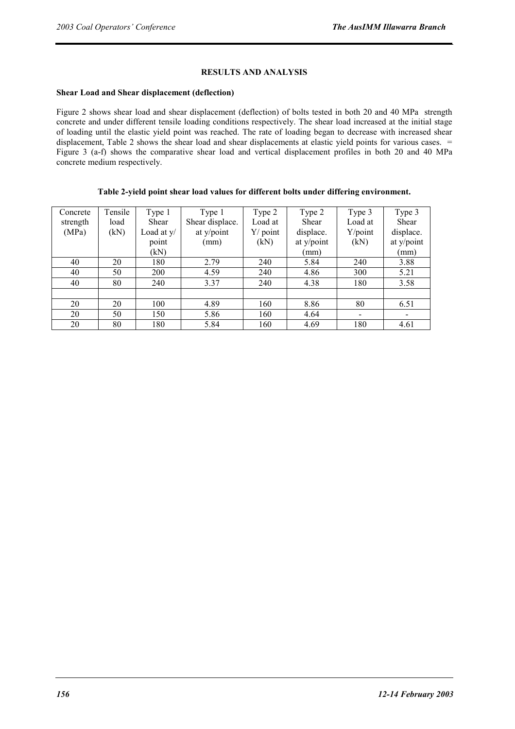## RESULTS AND ANALYSIS

### Shear Load and Shear displacement (deflection)

Figure 2 shows shear load and shear displacement (deflection) of bolts tested in both 20 and 40 MPa strength concrete and under different tensile loading conditions respectively. The shear load increased at the initial stage of loading until the elastic yield point was reached. The rate of loading began to decrease with increased shear displacement, Table 2 shows the shear load and shear displacements at elastic yield points for various cases. = Figure 3 (a-f) shows the comparative shear load and vertical displacement profiles in both 20 and 40 MPa concrete medium respectively.

**Table 2-yield point shear load values for different bolts under differing environment.**

| Concrete strength (MPa) | Tensile load (kN) | Type 1 Shear Load at y/ point (kN) | Type 1 Shear displace. at y/point (mm) | Type 2 Load at Y/ point (kN) | Type 2 Shear displace. at y/point (mm) | Type 3 Load at Y/point (kN) | Type 3 Shear displace. at y/point (mm) |
|---|---|---|---|---|---|---|---|
| 40 | 20 | 180 | 2.79 | 240 | 5.84 | 240 | 3.88 |
| 40 | 50 | 200 | 4.59 | 240 | 4.86 | 300 | 5.21 |
| 40 | 80 | 240 | 3.37 | 240 | 4.38 | 180 | 3.58 |
| | | | | | | | |
| 20 | 20 | 100 | 4.89 | 160 | 8.86 | 80 | 6.51 |
| 20 | 50 | 150 | 5.86 | 160 | 4.64 | - | - |
| 20 | 80 | 180 | 5.84 | 160 | 4.69 | 180 | 4.61 |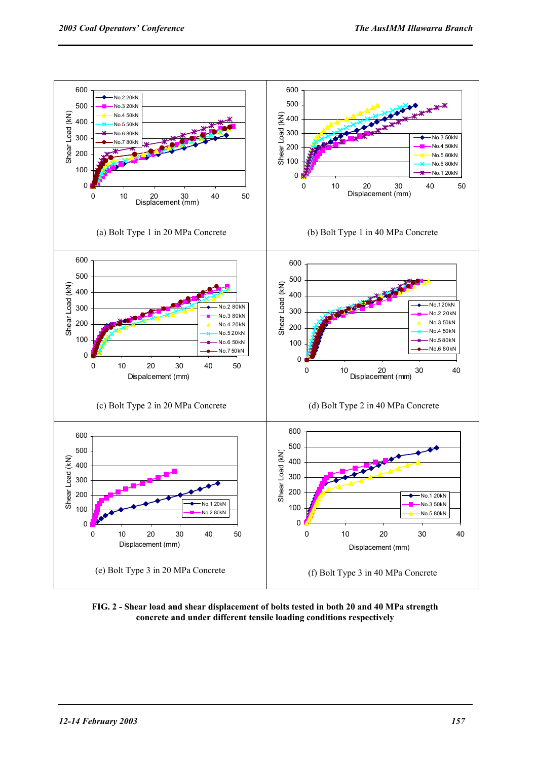(a) Bolt Type 1 in 20 MPa Concrete

(b) Bolt Type 1 in 40 MPa Concrete

(c) Bolt Type 2 in 20 MPa Concrete

(d) Bolt Type 2 in 40 MPa Concrete

(e) Bolt Type 3 in 20 MPa Concrete

(f) Bolt Type 3 in 40 MPa Concrete

**FIG. 2 - Shear load and shear displacement of bolts tested in both 20 and 40 MPa strength concrete and under different tensile loading conditions respectively**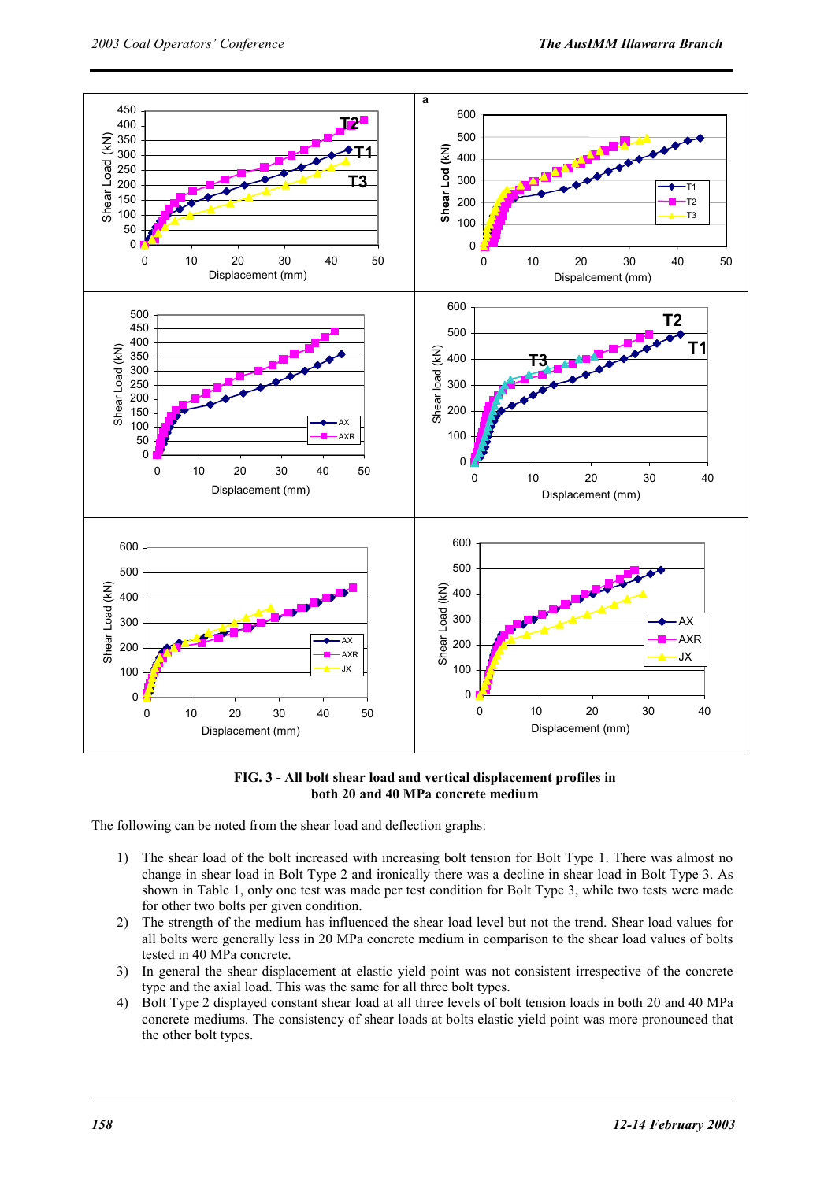**FIG. 3 - All bolt shear load and vertical displacement profiles in both 20 and 40 MPa concrete medium**

The following can be noted from the shear load and deflection graphs:

1) The shear load of the bolt increased with increasing bolt tension for Bolt Type 1. There was almost no change in shear load in Bolt Type 2 and ironically there was a decline in shear load in Bolt Type 3. As shown in Table 1, only one test was made per test condition for Bolt Type 3, while two tests were made for other two bolts per given condition.
2) The strength of the medium has influenced the shear load level but not the trend. Shear load values for all bolts were generally less in 20 MPa concrete medium in comparison to the shear load values of bolts tested in 40 MPa concrete.
3) In general the shear displacement at elastic yield point was not consistent irrespective of the concrete type and the axial load. This was the same for all three bolt types.
4) Bolt Type 2 displayed constant shear load at all three levels of bolt tension loads in both 20 and 40 MPa concrete mediums. The consistency of shear loads at bolts elastic yield point was more pronounced that the other bolt types.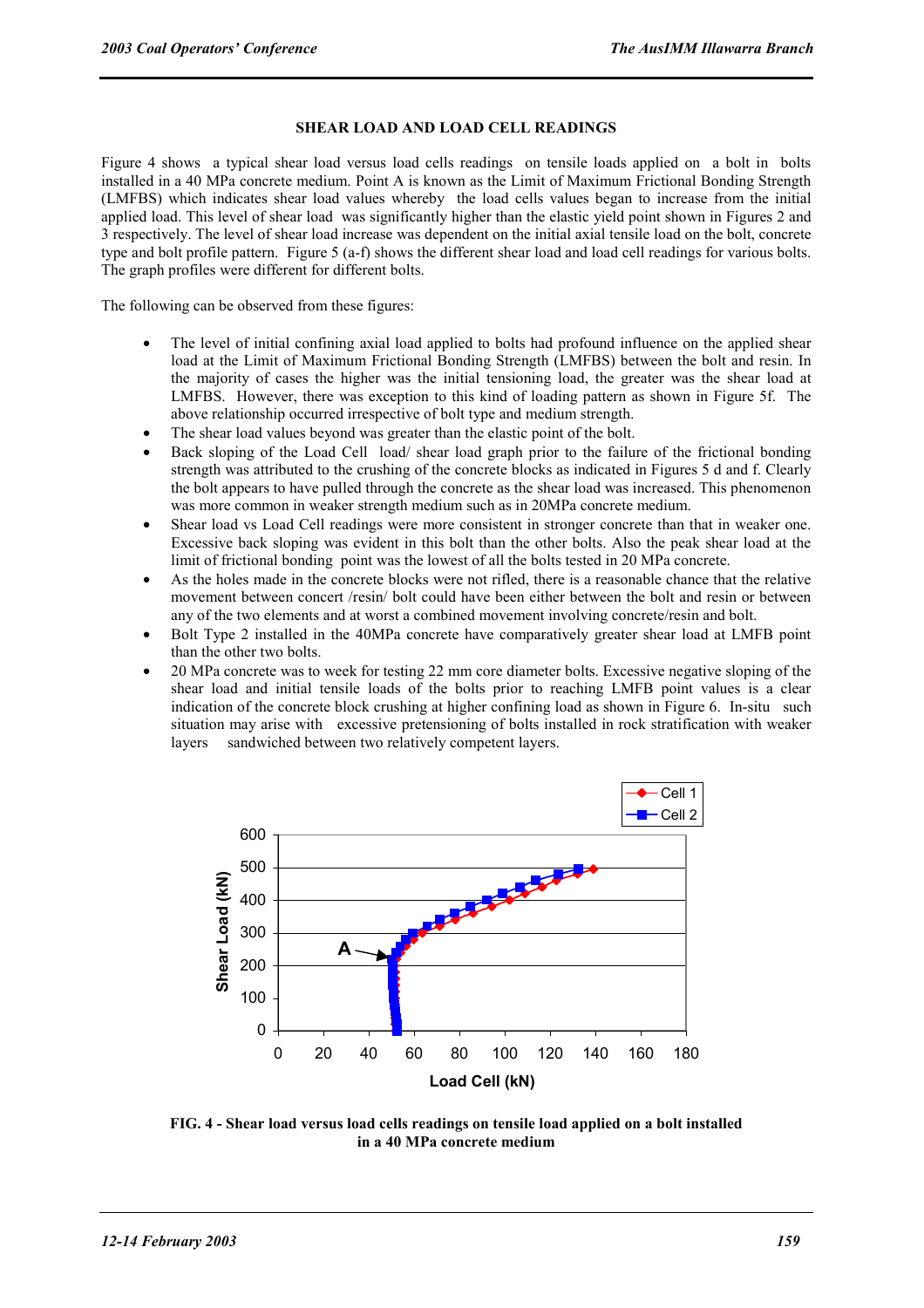## SHEAR LOAD AND LOAD CELL READINGS

Figure 4 shows a typical shear load versus load cells readings on tensile loads applied on a bolt in bolts installed in a 40 MPa concrete medium. Point A is known as the Limit of Maximum Frictional Bonding Strength (LMFBS) which indicates shear load values whereby the load cells values began to increase from the initial applied load. This level of shear load was significantly higher than the elastic yield point shown in Figures 2 and 3 respectively. The level of shear load increase was dependent on the initial axial tensile load on the bolt, concrete type and bolt profile pattern. Figure 5 (a-f) shows the different shear load and load cell readings for various bolts. The graph profiles were different for different bolts.

The following can be observed from these figures:

- The level of initial confining axial load applied to bolts had profound influence on the applied shear load at the Limit of Maximum Frictional Bonding Strength (LMFBS) between the bolt and resin. In the majority of cases the higher was the initial tensioning load, the greater was the shear load at LMFBS. However, there was exception to this kind of loading pattern as shown in Figure 5f. The above relationship occurred irrespective of bolt type and medium strength.
- The shear load values beyond was greater than the elastic point of the bolt.
- Back sloping of the Load Cell load/ shear load graph prior to the failure of the frictional bonding strength was attributed to the crushing of the concrete blocks as indicated in Figures 5 d and f. Clearly the bolt appears to have pulled through the concrete as the shear load was increased. This phenomenon was more common in weaker strength medium such as in 20MPa concrete medium.
- Shear load vs Load Cell readings were more consistent in stronger concrete than that in weaker one. Excessive back sloping was evident in this bolt than the other bolts. Also the peak shear load at the limit of frictional bonding point was the lowest of all the bolts tested in 20 MPa concrete.
- As the holes made in the concrete blocks were not rifled, there is a reasonable chance that the relative movement between concert /resin/ bolt could have been either between the bolt and resin or between any of the two elements and at worst a combined movement involving concrete/resin and bolt.
- Bolt Type 2 installed in the 40MPa concrete have comparatively greater shear load at LMFB point than the other two bolts.
- 20 MPa concrete was to week for testing 22 mm core diameter bolts. Excessive negative sloping of the shear load and initial tensile loads of the bolts prior to reaching LMFB point values is a clear indication of the concrete block crushing at higher confining load as shown in Figure 6. In-situ such situation may arise with excessive pretensioning of bolts installed in rock stratification with weaker layers sandwiched between two relatively competent layers.

**FIG. 4 - Shear load versus load cells readings on tensile load applied on a bolt installed in a 40 MPa concrete medium**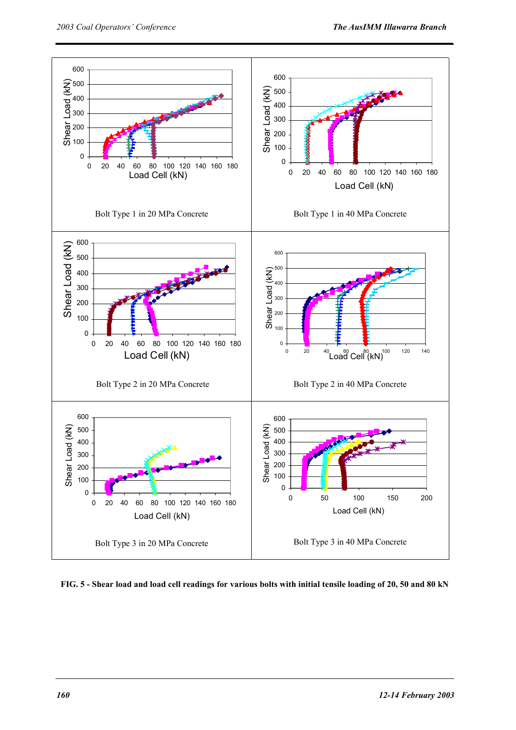Bolt Type 1 in 20 MPa Concrete

Bolt Type 1 in 40 MPa Concrete

Bolt Type 2 in 20 MPa Concrete

Bolt Type 2 in 40 MPa Concrete

Bolt Type 3 in 20 MPa Concrete

Bolt Type 3 in 40 MPa Concrete

**FIG. 5 - Shear load and load cell readings for various bolts with initial tensile loading of 20, 50 and 80 kN**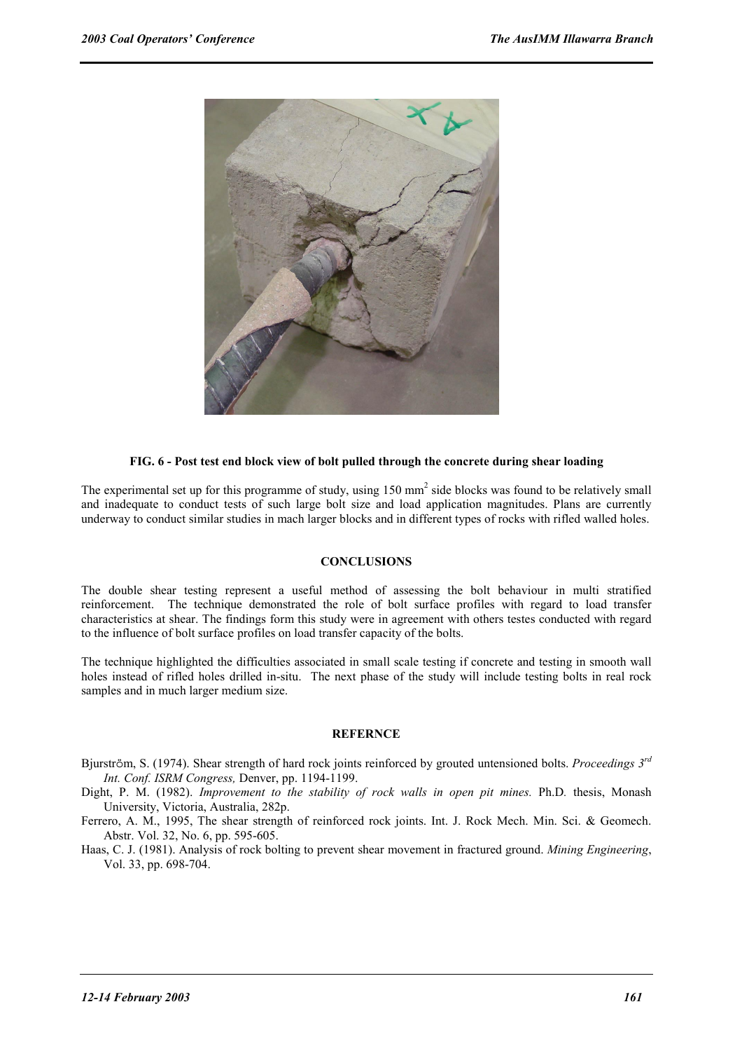**FIG. 6 - Post test end block view of bolt pulled through the concrete during shear loading**

The experimental set up for this programme of study, using 150 mm$^2$ side blocks was found to be relatively small and inadequate to conduct tests of such large bolt size and load application magnitudes. Plans are currently underway to conduct similar studies in mach larger blocks and in different types of rocks with rifled walled holes.

## CONCLUSIONS

The double shear testing represent a useful method of assessing the bolt behaviour in multi stratified reinforcement. The technique demonstrated the role of bolt surface profiles with regard to load transfer characteristics at shear. The findings form this study were in agreement with others testes conducted with regard to the influence of bolt surface profiles on load transfer capacity of the bolts.

The technique highlighted the difficulties associated in small scale testing if concrete and testing in smooth wall holes instead of rifled holes drilled in-situ. The next phase of the study will include testing bolts in real rock samples and in much larger medium size.

## REFERNCE

Bjurstrŏm, S. (1974). Shear strength of hard rock joints reinforced by grouted untensioned bolts. *Proceedings 3rd Int. Conf. ISRM Congress,* Denver, pp. 1194-1199.

Dight, P. M. (1982). *Improvement to the stability of rock walls in open pit mines.* Ph.D. thesis, Monash University, Victoria, Australia, 282p.

Ferrero, A. M., 1995, The shear strength of reinforced rock joints. Int. J. Rock Mech. Min. Sci. & Geomech. Abstr. Vol. 32, No. 6, pp. 595-605.

Haas, C. J. (1981). Analysis of rock bolting to prevent shear movement in fractured ground. *Mining Engineering*, Vol. 33, pp. 698-704.